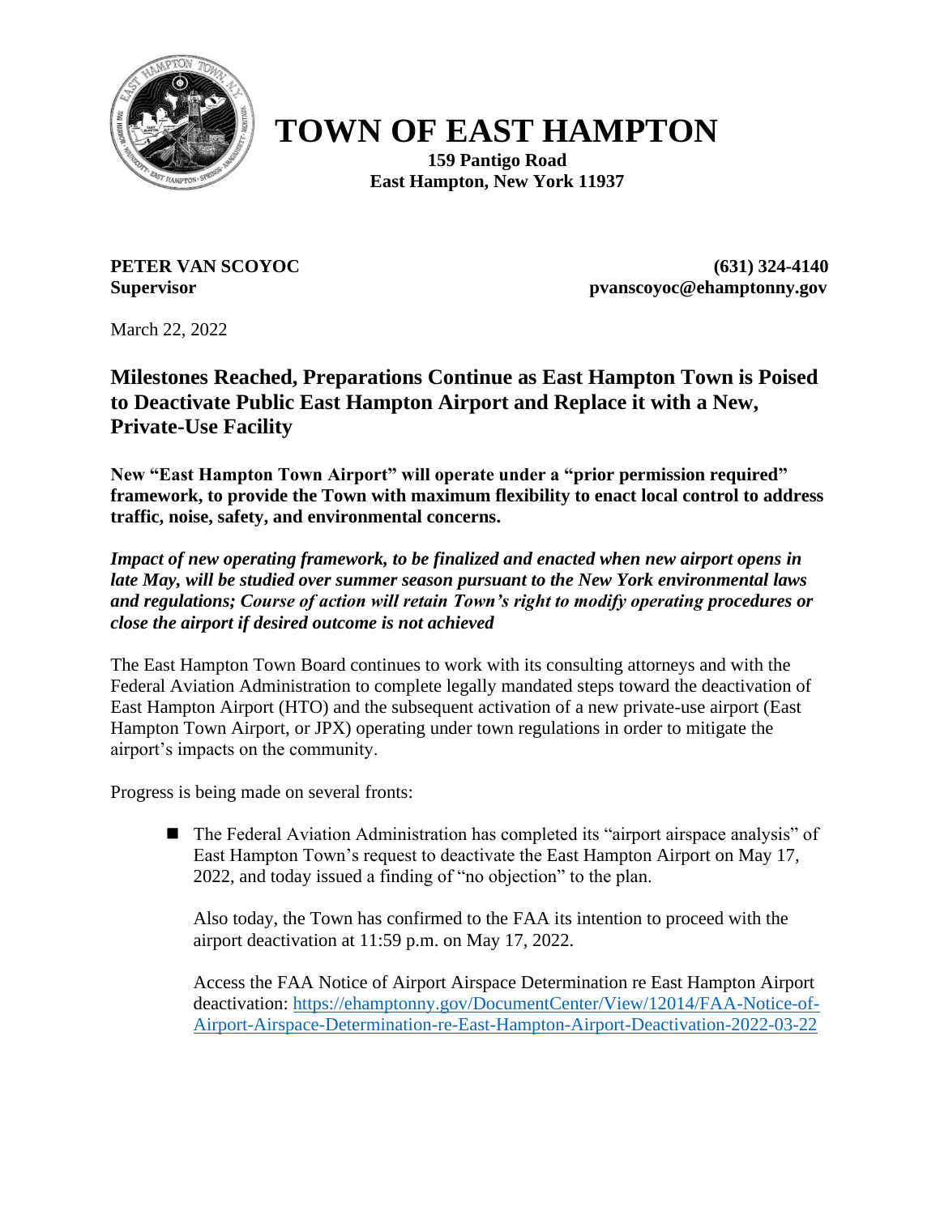# TOWN OF EAST HAMPTON

**159 Pantigo Road**
**East Hampton, New York 11937**

**PETER VAN SCOYOC**
**Supervisor**

**(631) 324-4140**
**pvanscoyoc@ehamptonny.gov**

March 22, 2022

## Milestones Reached, Preparations Continue as East Hampton Town is Poised to Deactivate Public East Hampton Airport and Replace it with a New, Private-Use Facility

**New "East Hampton Town Airport" will operate under a "prior permission required" framework, to provide the Town with maximum flexibility to enact local control to address traffic, noise, safety, and environmental concerns.**

***Impact of new operating framework, to be finalized and enacted when new airport opens in late May, will be studied over summer season pursuant to the New York environmental laws and regulations; Course of action will retain Town's right to modify operating procedures or close the airport if desired outcome is not achieved***

The East Hampton Town Board continues to work with its consulting attorneys and with the Federal Aviation Administration to complete legally mandated steps toward the deactivation of East Hampton Airport (HTO) and the subsequent activation of a new private-use airport (East Hampton Town Airport, or JPX) operating under town regulations in order to mitigate the airport's impacts on the community.

Progress is being made on several fronts:

- The Federal Aviation Administration has completed its "airport airspace analysis" of East Hampton Town's request to deactivate the East Hampton Airport on May 17, 2022, and today issued a finding of "no objection" to the plan.

  Also today, the Town has confirmed to the FAA its intention to proceed with the airport deactivation at 11:59 p.m. on May 17, 2022.

  Access the FAA Notice of Airport Airspace Determination re East Hampton Airport deactivation: https://ehamptonny.gov/DocumentCenter/View/12014/FAA-Notice-of-Airport-Airspace-Determination-re-East-Hampton-Airport-Deactivation-2022-03-22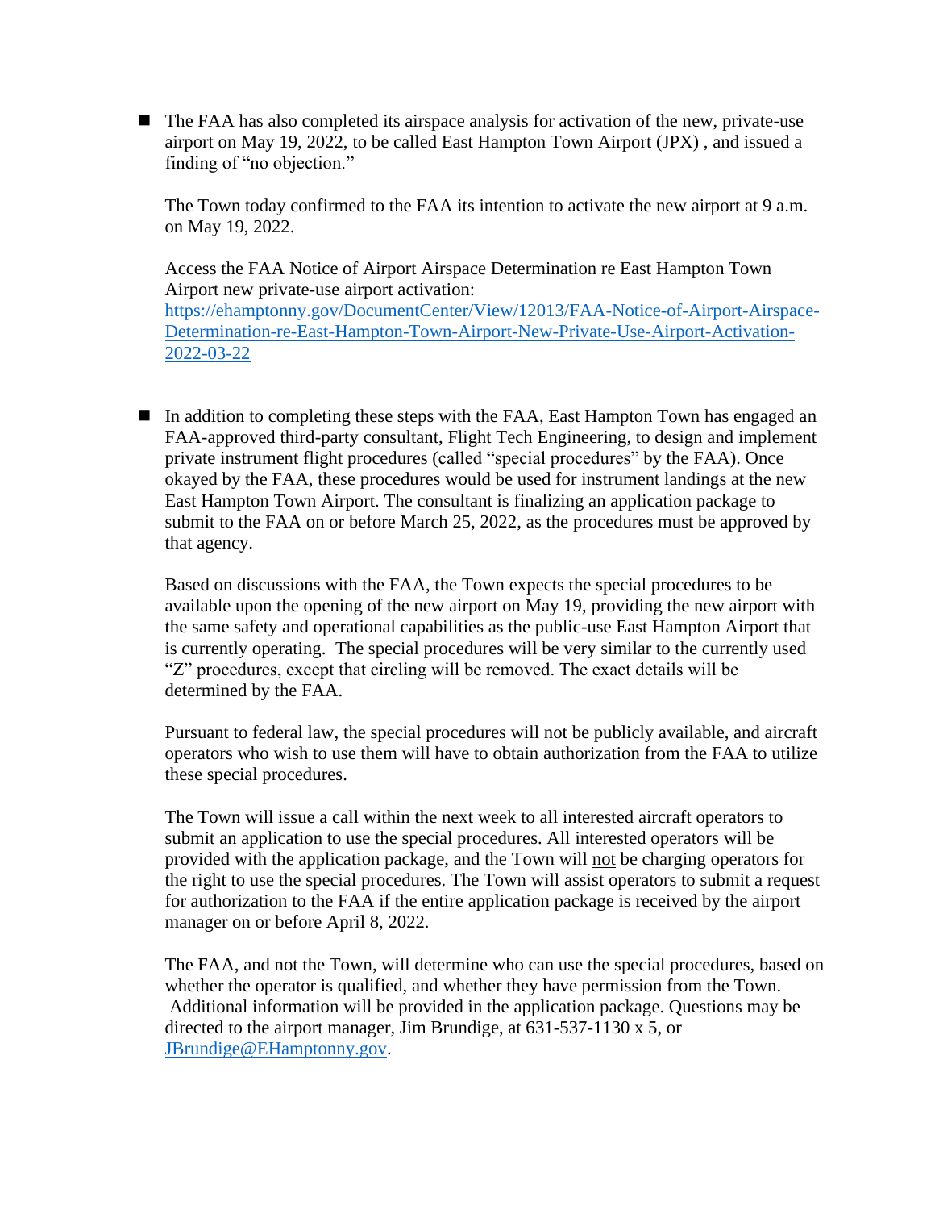- The FAA has also completed its airspace analysis for activation of the new, private-use airport on May 19, 2022, to be called East Hampton Town Airport (JPX) , and issued a finding of "no objection."

  The Town today confirmed to the FAA its intention to activate the new airport at 9 a.m. on May 19, 2022.

  Access the FAA Notice of Airport Airspace Determination re East Hampton Town Airport new private-use airport activation: [https://ehamptonny.gov/DocumentCenter/View/12013/FAA-Notice-of-Airport-Airspace-Determination-re-East-Hampton-Town-Airport-New-Private-Use-Airport-Activation-2022-03-22](https://ehamptonny.gov/DocumentCenter/View/12013/FAA-Notice-of-Airport-Airspace-Determination-re-East-Hampton-Town-Airport-New-Private-Use-Airport-Activation-2022-03-22)

- In addition to completing these steps with the FAA, East Hampton Town has engaged an FAA-approved third-party consultant, Flight Tech Engineering, to design and implement private instrument flight procedures (called "special procedures" by the FAA). Once okayed by the FAA, these procedures would be used for instrument landings at the new East Hampton Town Airport. The consultant is finalizing an application package to submit to the FAA on or before March 25, 2022, as the procedures must be approved by that agency.

  Based on discussions with the FAA, the Town expects the special procedures to be available upon the opening of the new airport on May 19, providing the new airport with the same safety and operational capabilities as the public-use East Hampton Airport that is currently operating. The special procedures will be very similar to the currently used "Z" procedures, except that circling will be removed. The exact details will be determined by the FAA.

  Pursuant to federal law, the special procedures will not be publicly available, and aircraft operators who wish to use them will have to obtain authorization from the FAA to utilize these special procedures.

  The Town will issue a call within the next week to all interested aircraft operators to submit an application to use the special procedures. All interested operators will be provided with the application package, and the Town will <u>not</u> be charging operators for the right to use the special procedures. The Town will assist operators to submit a request for authorization to the FAA if the entire application package is received by the airport manager on or before April 8, 2022.

  The FAA, and not the Town, will determine who can use the special procedures, based on whether the operator is qualified, and whether they have permission from the Town. Additional information will be provided in the application package. Questions may be directed to the airport manager, Jim Brundige, at 631-537-1130 x 5, or [JBrundige@EHamptonny.gov](mailto:JBrundige@EHamptonny.gov).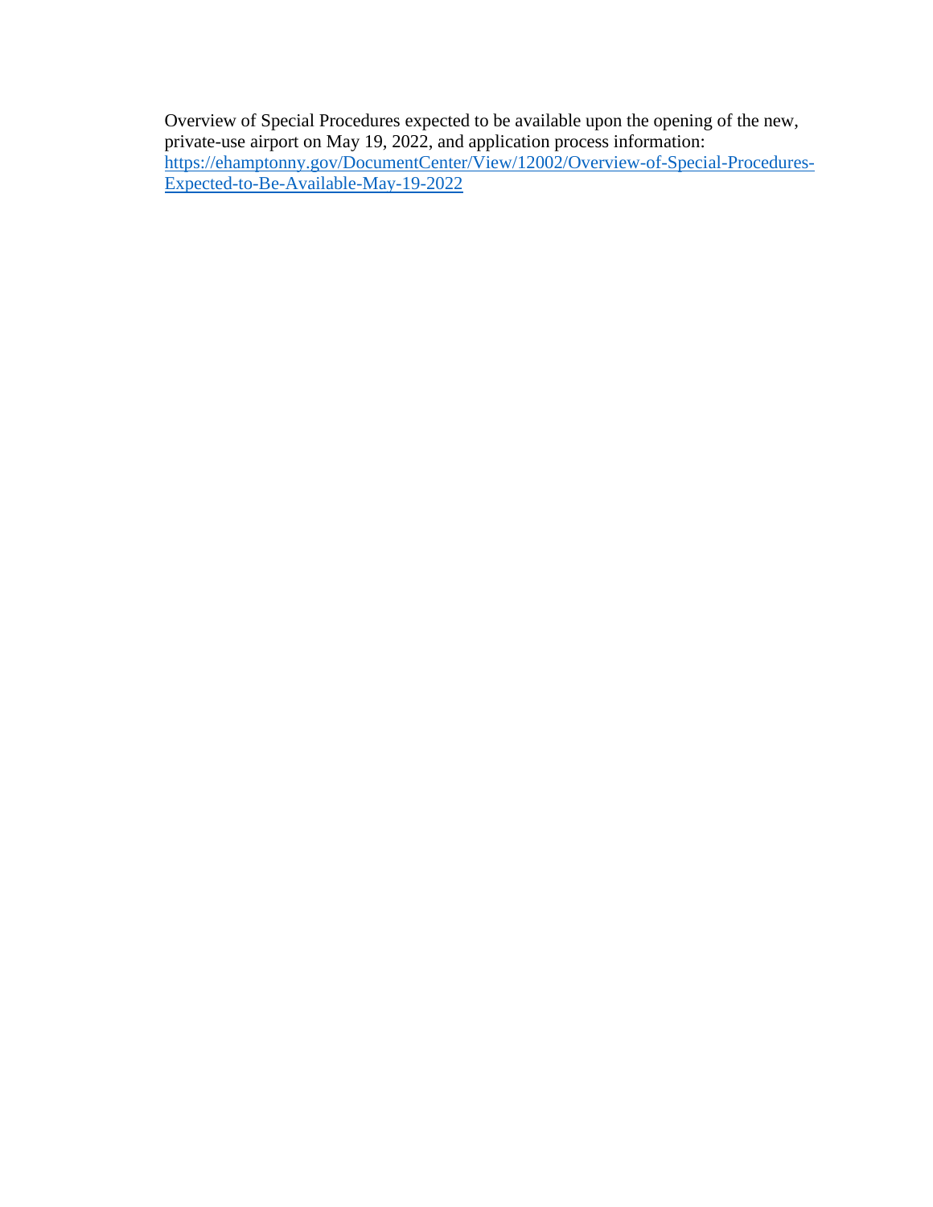Overview of Special Procedures expected to be available upon the opening of the new, private-use airport on May 19, 2022, and application process information: [https://ehamptonny.gov/DocumentCenter/View/12002/Overview-of-Special-Procedures-Expected-to-Be-Available-May-19-2022](https://ehamptonny.gov/DocumentCenter/View/12002/Overview-of-Special-Procedures-Expected-to-Be-Available-May-19-2022)